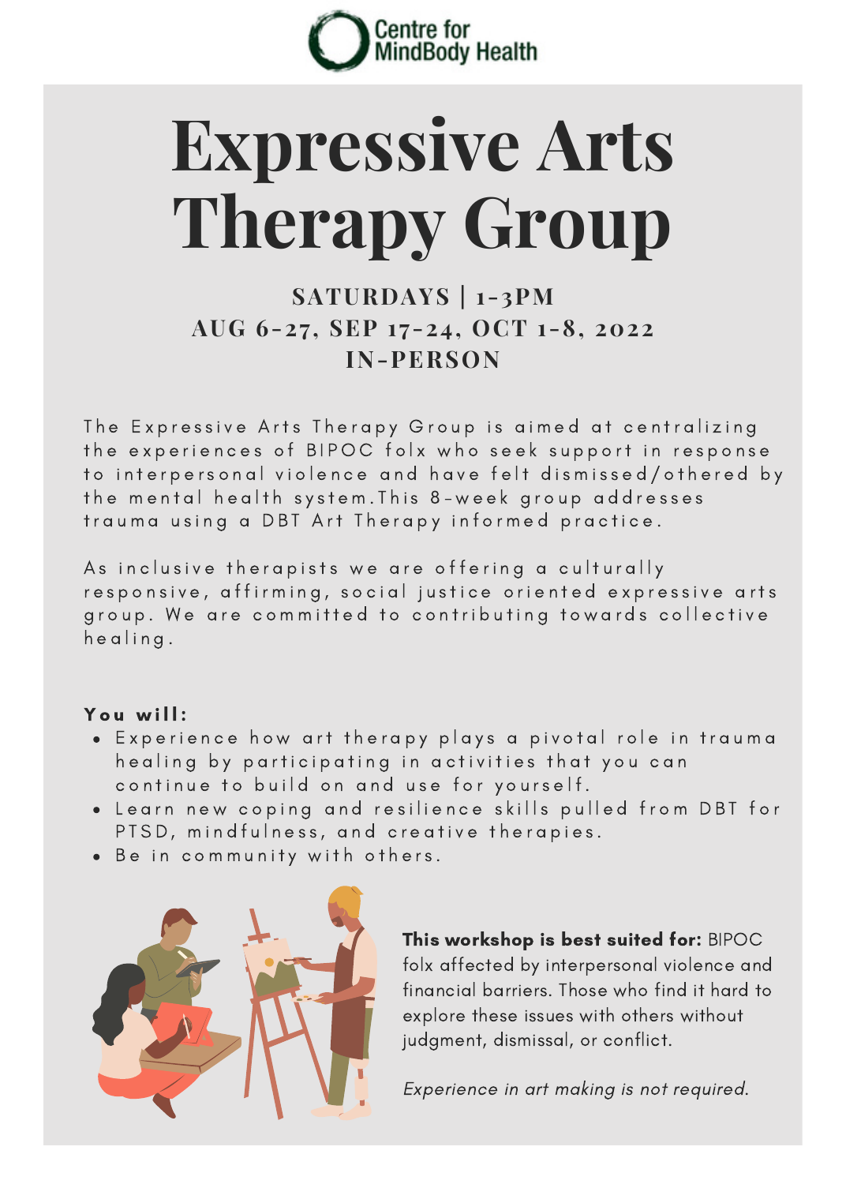Centre for MindBody Health

# Expressive Arts Therapy Group

**SATURDAYS | 1-3PM**
**AUG 6-27, SEP 17-24, OCT 1-8, 2022**
**IN-PERSON**

The Expressive Arts Therapy Group is aimed at centralizing the experiences of BIPOC folx who seek support in response to interpersonal violence and have felt dismissed/othered by the mental health system.This 8-week group addresses trauma using a DBT Art Therapy informed practice.

As inclusive therapists we are offering a culturally responsive, affirming, social justice oriented expressive arts group. We are committed to contributing towards collective healing.

**You will:**

- Experience how art therapy plays a pivotal role in trauma healing by participating in activities that you can continue to build on and use for yourself.
- Learn new coping and resilience skills pulled from DBT for PTSD, mindfulness, and creative therapies.
- Be in community with others.

**This workshop is best suited for:** BIPOC folx affected by interpersonal violence and financial barriers. Those who find it hard to explore these issues with others without judgment, dismissal, or conflict.

*Experience in art making is not required.*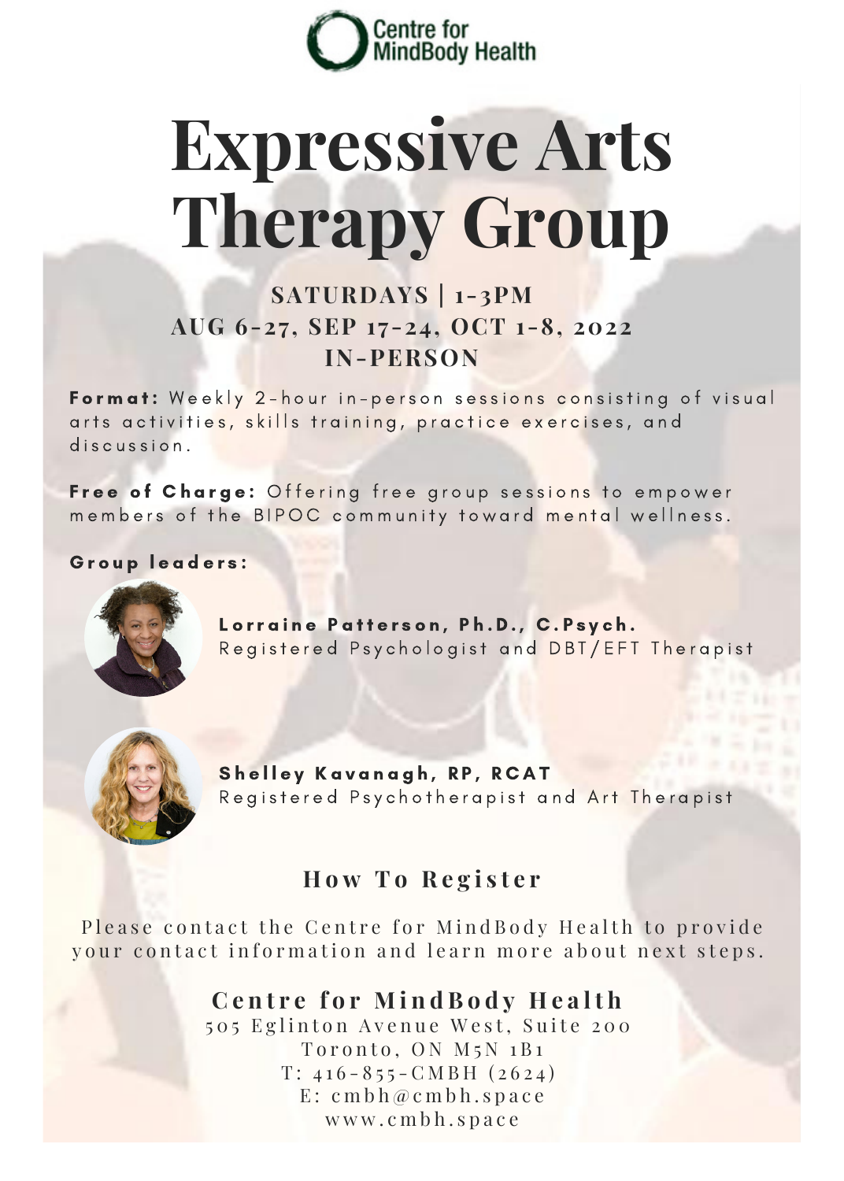Centre for MindBody Health

# Expressive Arts Therapy Group

### SATURDAYS | 1-3PM
### AUG 6-27, SEP 17-24, OCT 1-8, 2022
### IN-PERSON

**Format:** Weekly 2-hour in-person sessions consisting of visual arts activities, skills training, practice exercises, and discussion.

**Free of Charge:** Offering free group sessions to empower members of the BIPOC community toward mental wellness.

**Group leaders:**

**Lorraine Patterson, Ph.D., C.Psych.**
Registered Psychologist and DBT/EFT Therapist

**Shelley Kavanagh, RP, RCAT**
Registered Psychotherapist and Art Therapist

## How To Register

Please contact the Centre for MindBody Health to provide your contact information and learn more about next steps.

**Centre for MindBody Health**
505 Eglinton Avenue West, Suite 200
Toronto, ON M5N 1B1
T: 416-855-CMBH (2624)
E: cmbh@cmbh.space
www.cmbh.space